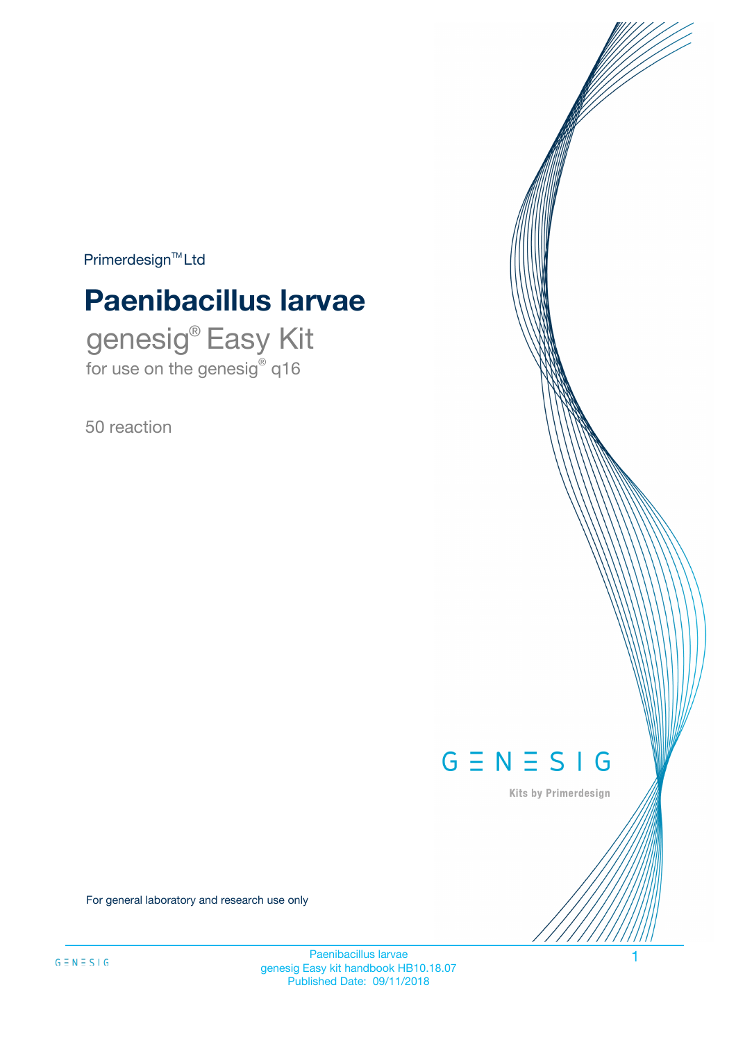Primerdesign™ Ltd

# Paenibacillus larvae

## genesig® Easy Kit

for use on the genesig® q16

50 reaction

GENESIG

Kits by Primerdesign

For general laboratory and research use only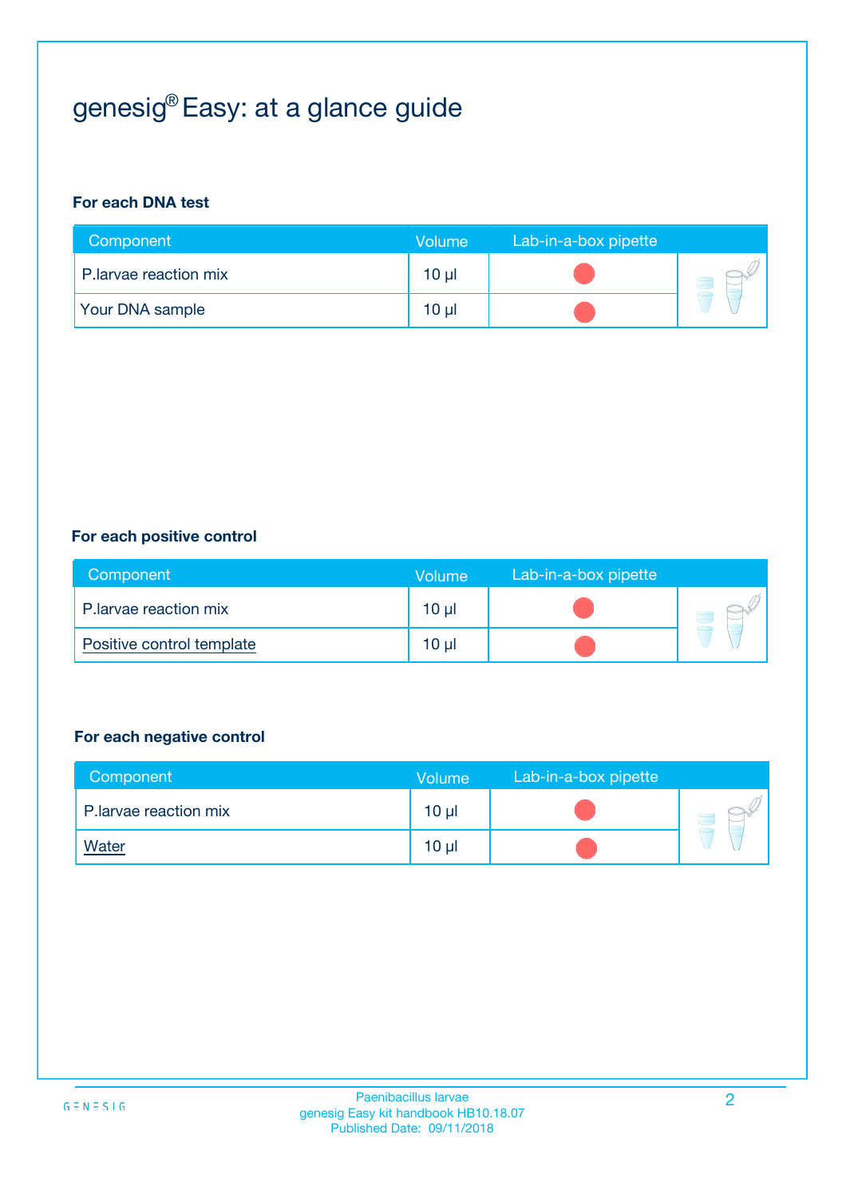# genesig® Easy: at a glance guide

**For each DNA test**

| Component | Volume | Lab-in-a-box pipette |
|---|---|---|
| P.larvae reaction mix | 10 µl | |
| Your DNA sample | 10 µl | |

**For each positive control**

| Component | Volume | Lab-in-a-box pipette |
|---|---|---|
| P.larvae reaction mix | 10 µl | |
| Positive control template | 10 µl | |

**For each negative control**

| Component | Volume | Lab-in-a-box pipette |
|---|---|---|
| P.larvae reaction mix | 10 µl | |
| Water | 10 µl | |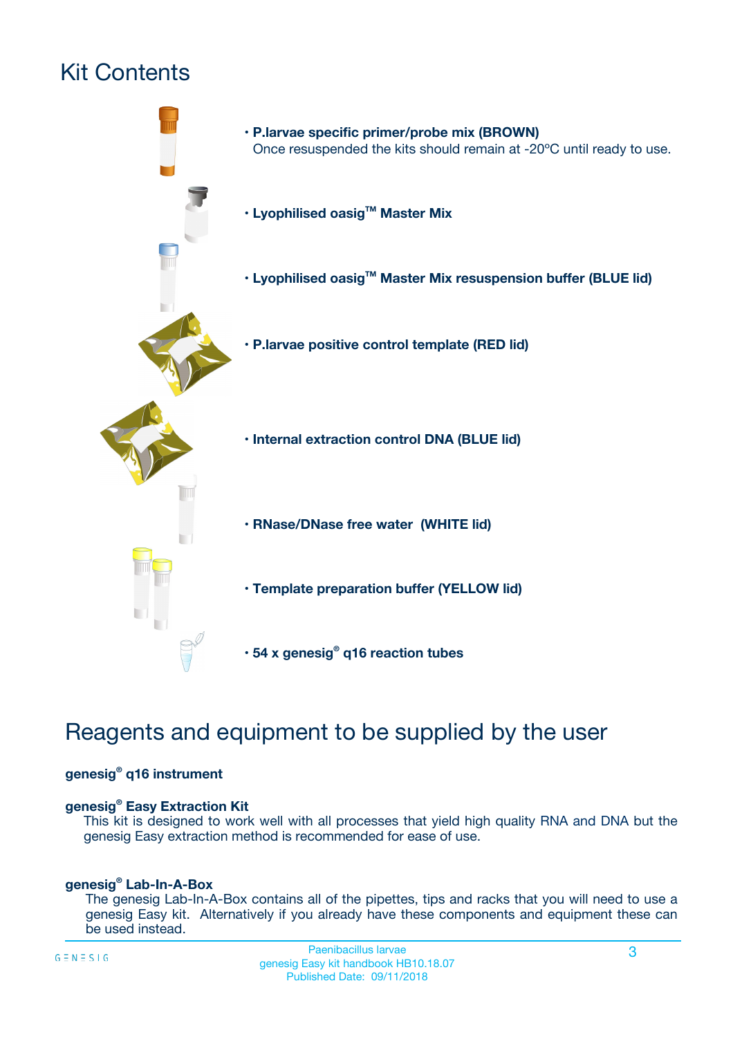# Kit Contents

- **P.larvae specific primer/probe mix (BROWN)**
  Once resuspended the kits should remain at -20ºC until ready to use.
- **Lyophilised oasig™ Master Mix**
- **Lyophilised oasig™ Master Mix resuspension buffer (BLUE lid)**
- **P.larvae positive control template (RED lid)**
- **Internal extraction control DNA (BLUE lid)**
- **RNase/DNase free water (WHITE lid)**
- **Template preparation buffer (YELLOW lid)**
- **54 x genesig® q16 reaction tubes**

# Reagents and equipment to be supplied by the user

**genesig® q16 instrument**

**genesig® Easy Extraction Kit**

This kit is designed to work well with all processes that yield high quality RNA and DNA but the genesig Easy extraction method is recommended for ease of use.

**genesig® Lab-In-A-Box**

The genesig Lab-In-A-Box contains all of the pipettes, tips and racks that you will need to use a genesig Easy kit. Alternatively if you already have these components and equipment these can be used instead.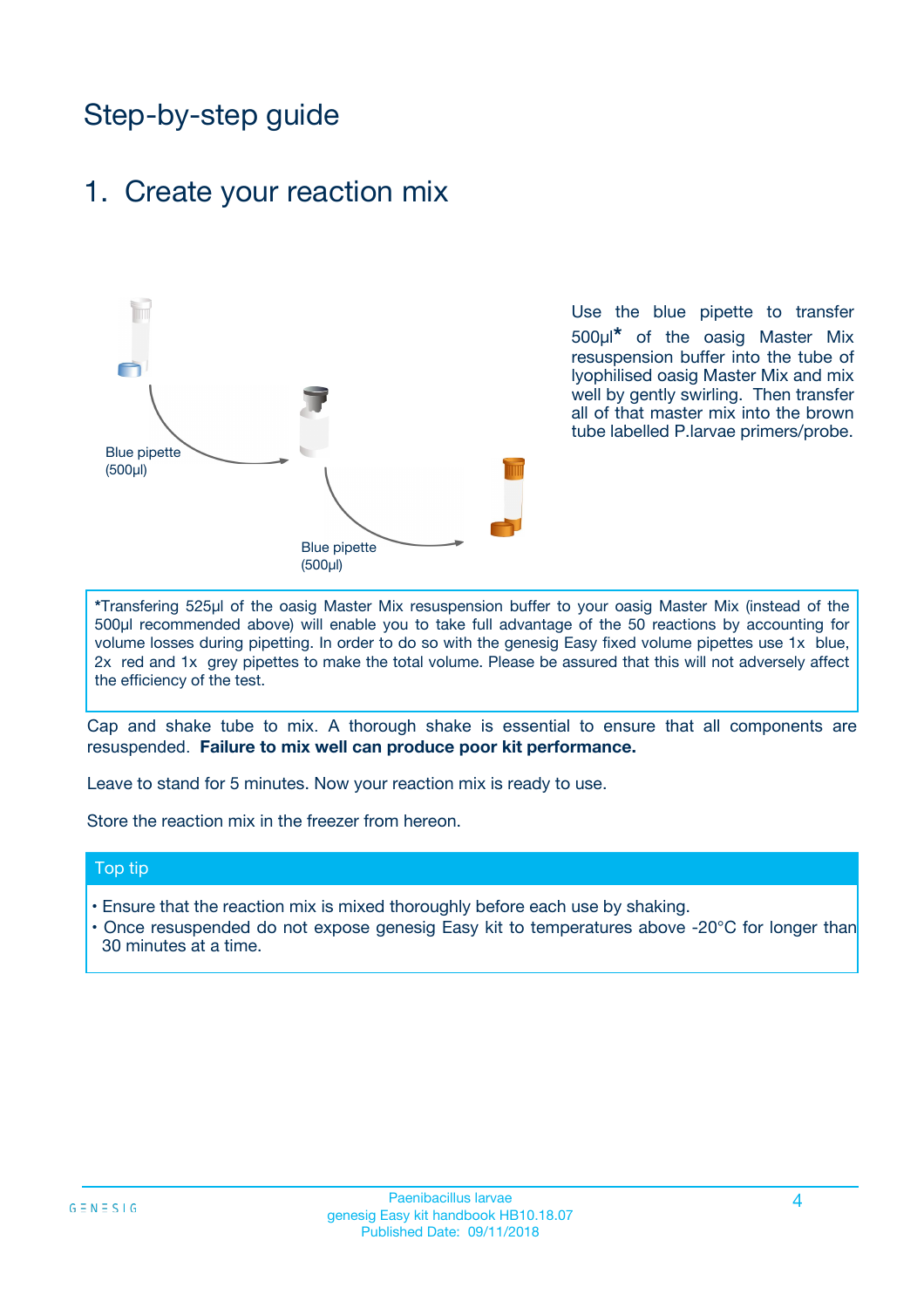# Step-by-step guide

## 1. Create your reaction mix

Blue pipette (500µl)

Blue pipette (500µl)

Use the blue pipette to transfer 500µl* of the oasig Master Mix resuspension buffer into the tube of lyophilised oasig Master Mix and mix well by gently swirling. Then transfer all of that master mix into the brown tube labelled P.larvae primers/probe.

*Transfering 525µl of the oasig Master Mix resuspension buffer to your oasig Master Mix (instead of the 500µl recommended above) will enable you to take full advantage of the 50 reactions by accounting for volume losses during pipetting. In order to do so with the genesig Easy fixed volume pipettes use 1x blue, 2x red and 1x grey pipettes to make the total volume. Please be assured that this will not adversely affect the efficiency of the test.

Cap and shake tube to mix. A thorough shake is essential to ensure that all components are resuspended. **Failure to mix well can produce poor kit performance.**

Leave to stand for 5 minutes. Now your reaction mix is ready to use.

Store the reaction mix in the freezer from hereon.

### Top tip

- Ensure that the reaction mix is mixed thoroughly before each use by shaking.
- Once resuspended do not expose genesig Easy kit to temperatures above -20°C for longer than 30 minutes at a time.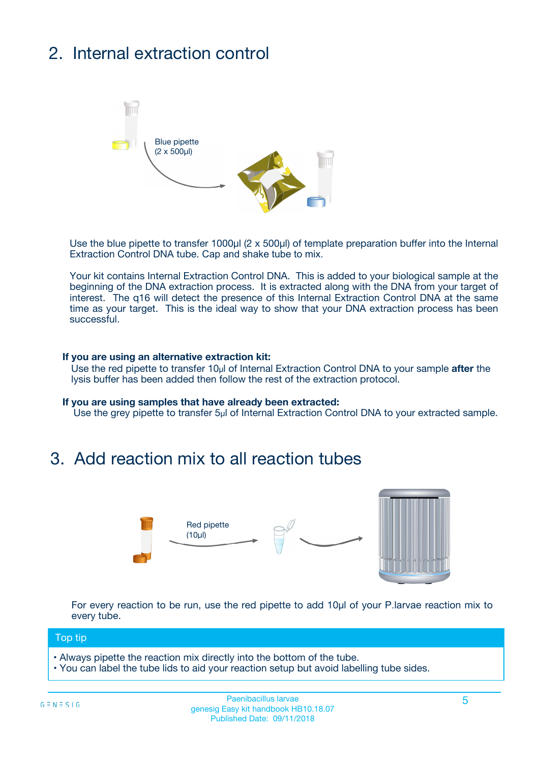## 2. Internal extraction control

Blue pipette (2 x 500µl)

Use the blue pipette to transfer 1000µl (2 x 500µl) of template preparation buffer into the Internal Extraction Control DNA tube. Cap and shake tube to mix.

Your kit contains Internal Extraction Control DNA. This is added to your biological sample at the beginning of the DNA extraction process. It is extracted along with the DNA from your target of interest. The q16 will detect the presence of this Internal Extraction Control DNA at the same time as your target. This is the ideal way to show that your DNA extraction process has been successful.

**If you are using an alternative extraction kit:**
Use the red pipette to transfer 10µl of Internal Extraction Control DNA to your sample **after** the lysis buffer has been added then follow the rest of the extraction protocol.

**If you are using samples that have already been extracted:**
Use the grey pipette to transfer 5µl of Internal Extraction Control DNA to your extracted sample.

## 3. Add reaction mix to all reaction tubes

Red pipette (10µl)

For every reaction to be run, use the red pipette to add 10µl of your P.larvae reaction mix to every tube.

**Top tip**

- Always pipette the reaction mix directly into the bottom of the tube.
- You can label the tube lids to aid your reaction setup but avoid labelling tube sides.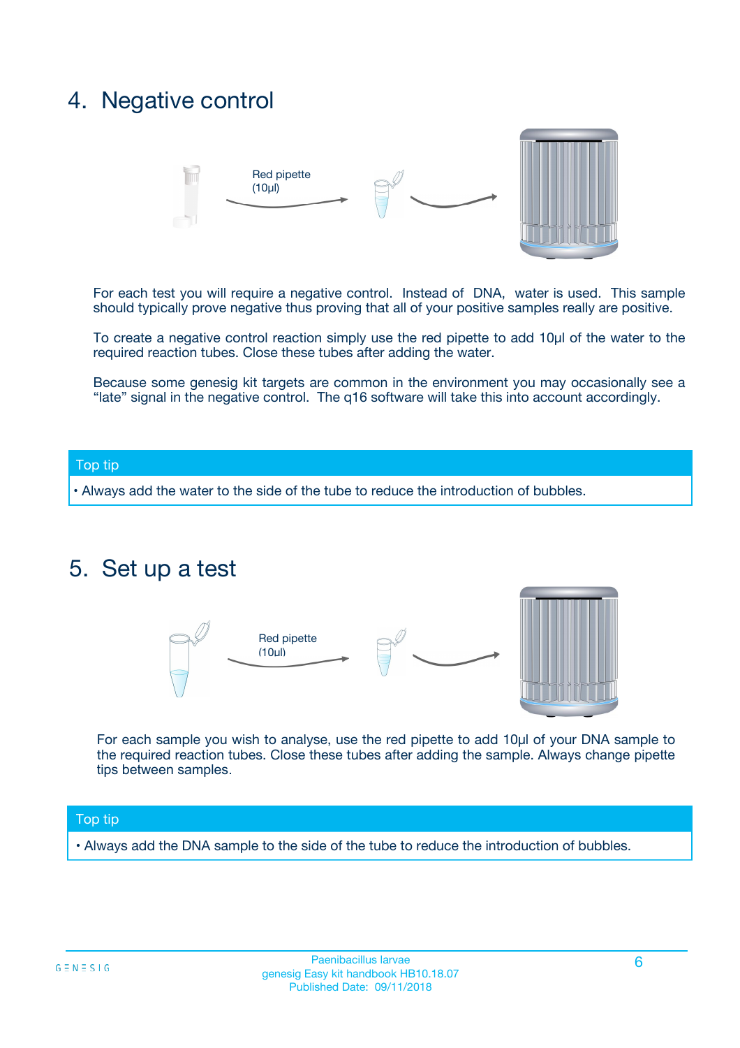## 4. Negative control

Red pipette (10µl)

For each test you will require a negative control. Instead of DNA, water is used. This sample should typically prove negative thus proving that all of your positive samples really are positive.

To create a negative control reaction simply use the red pipette to add 10µl of the water to the required reaction tubes. Close these tubes after adding the water.

Because some genesig kit targets are common in the environment you may occasionally see a "late" signal in the negative control. The q16 software will take this into account accordingly.

**Top tip**

• Always add the water to the side of the tube to reduce the introduction of bubbles.

## 5. Set up a test

Red pipette (10µl)

For each sample you wish to analyse, use the red pipette to add 10µl of your DNA sample to the required reaction tubes. Close these tubes after adding the sample. Always change pipette tips between samples.

**Top tip**

• Always add the DNA sample to the side of the tube to reduce the introduction of bubbles.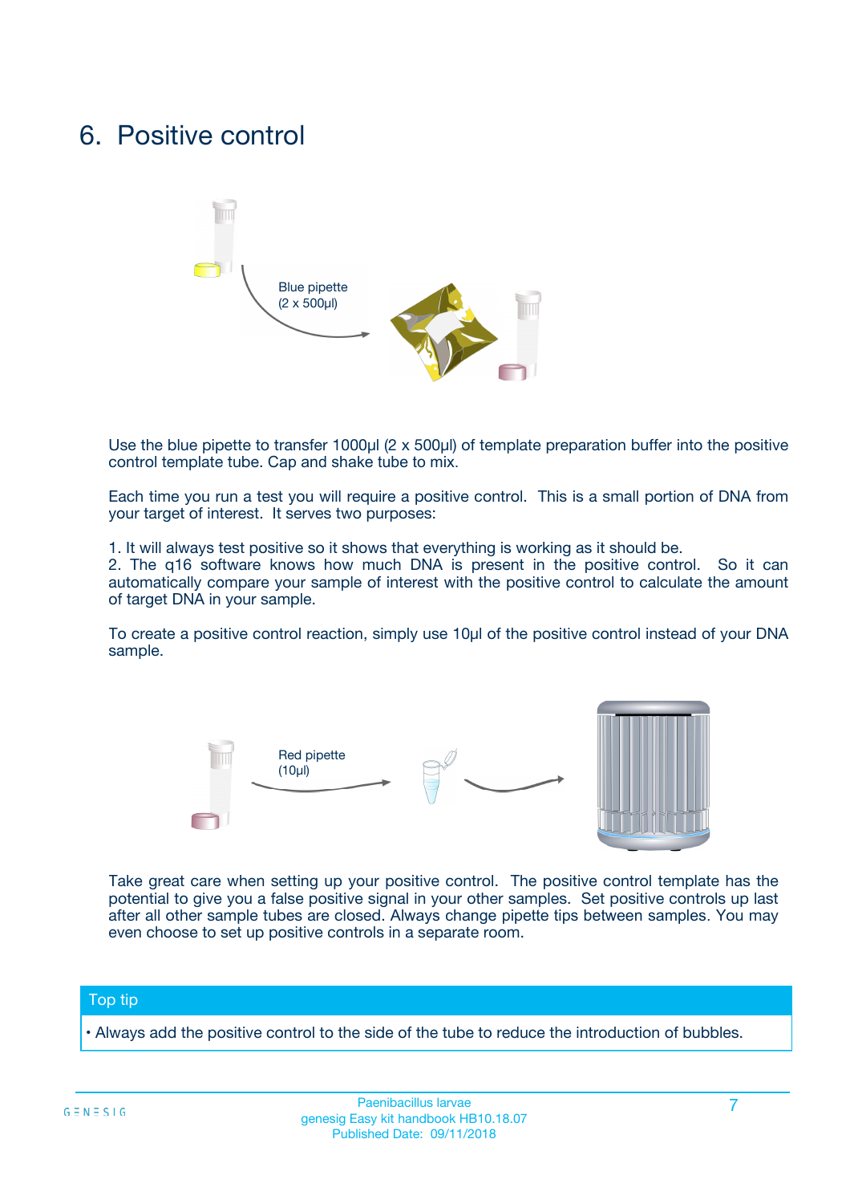# 6. Positive control

Blue pipette
(2 x 500µl)

Use the blue pipette to transfer 1000µl (2 x 500µl) of template preparation buffer into the positive control template tube. Cap and shake tube to mix.

Each time you run a test you will require a positive control. This is a small portion of DNA from your target of interest. It serves two purposes:

1. It will always test positive so it shows that everything is working as it should be.
2. The q16 software knows how much DNA is present in the positive control. So it can automatically compare your sample of interest with the positive control to calculate the amount of target DNA in your sample.

To create a positive control reaction, simply use 10µl of the positive control instead of your DNA sample.

Red pipette
(10µl)

Take great care when setting up your positive control. The positive control template has the potential to give you a false positive signal in your other samples. Set positive controls up last after all other sample tubes are closed. Always change pipette tips between samples. You may even choose to set up positive controls in a separate room.

**Top tip**

- Always add the positive control to the side of the tube to reduce the introduction of bubbles.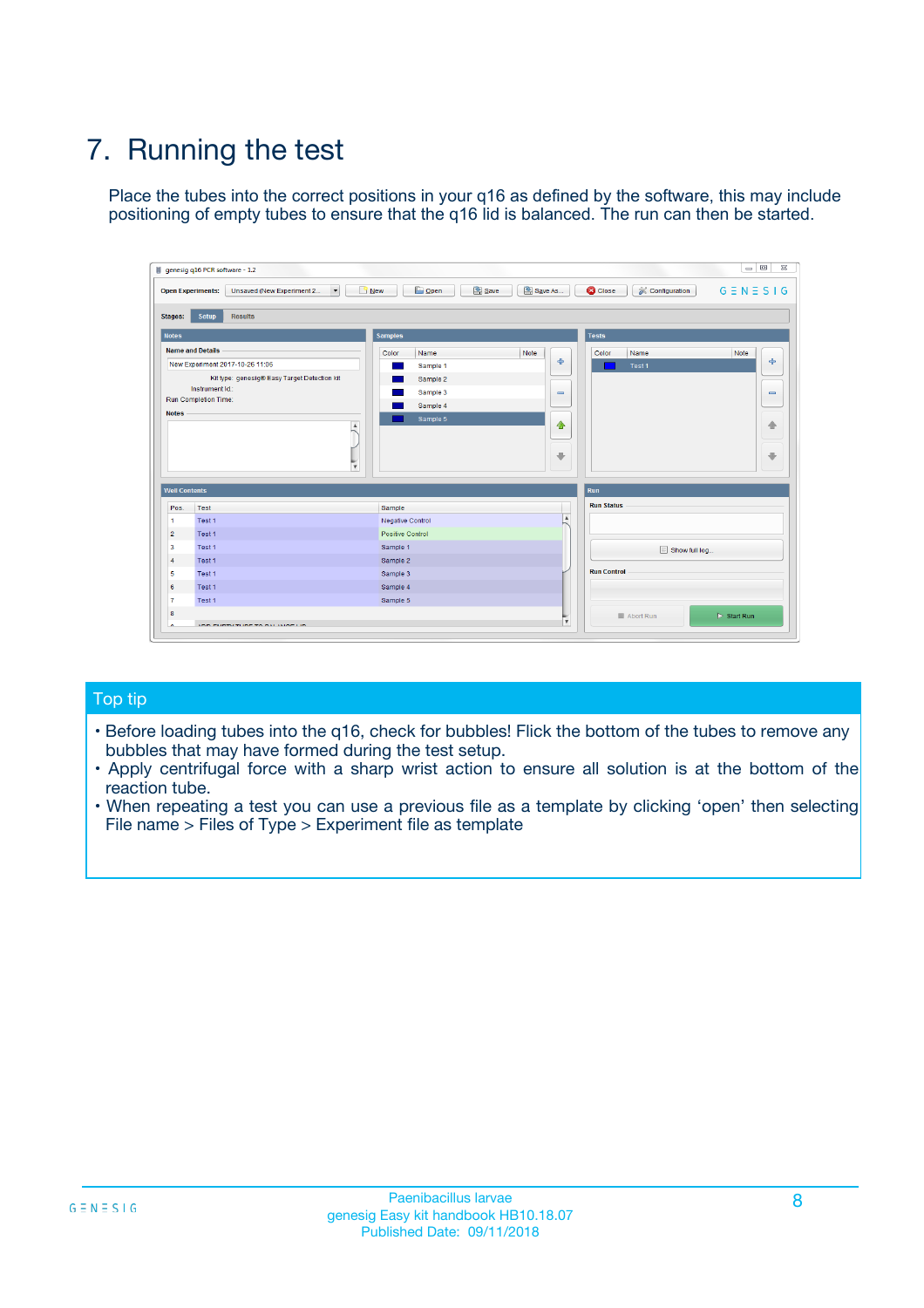# 7. Running the test

Place the tubes into the correct positions in your q16 as defined by the software, this may include positioning of empty tubes to ensure that the q16 lid is balanced. The run can then be started.

## Top tip

- Before loading tubes into the q16, check for bubbles! Flick the bottom of the tubes to remove any bubbles that may have formed during the test setup.
- Apply centrifugal force with a sharp wrist action to ensure all solution is at the bottom of the reaction tube.
- When repeating a test you can use a previous file as a template by clicking 'open' then selecting File name > Files of Type > Experiment file as template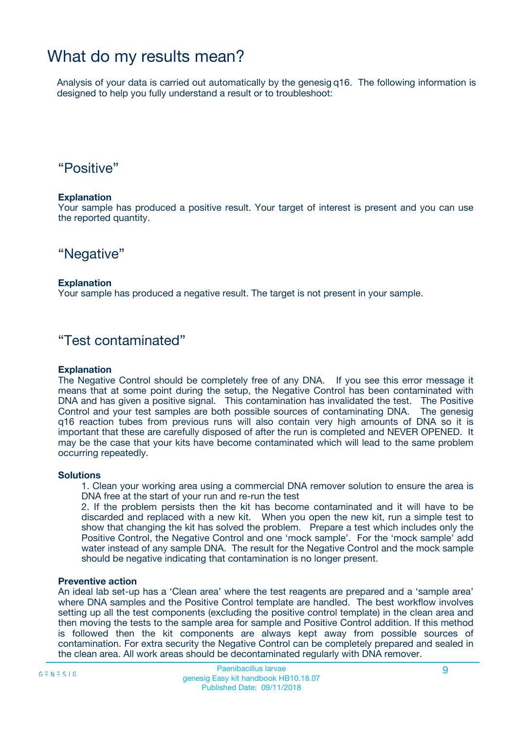# What do my results mean?

Analysis of your data is carried out automatically by the genesig q16. The following information is designed to help you fully understand a result or to troubleshoot:

## “Positive”

**Explanation**

Your sample has produced a positive result. Your target of interest is present and you can use the reported quantity.

## “Negative”

**Explanation**

Your sample has produced a negative result. The target is not present in your sample.

## “Test contaminated”

**Explanation**

The Negative Control should be completely free of any DNA. If you see this error message it means that at some point during the setup, the Negative Control has been contaminated with DNA and has given a positive signal. This contamination has invalidated the test. The Positive Control and your test samples are both possible sources of contaminating DNA. The genesig q16 reaction tubes from previous runs will also contain very high amounts of DNA so it is important that these are carefully disposed of after the run is completed and NEVER OPENED. It may be the case that your kits have become contaminated which will lead to the same problem occurring repeatedly.

**Solutions**

1. Clean your working area using a commercial DNA remover solution to ensure the area is DNA free at the start of your run and re-run the test
2. If the problem persists then the kit has become contaminated and it will have to be discarded and replaced with a new kit. When you open the new kit, run a simple test to show that changing the kit has solved the problem. Prepare a test which includes only the Positive Control, the Negative Control and one ‘mock sample’. For the ‘mock sample’ add water instead of any sample DNA. The result for the Negative Control and the mock sample should be negative indicating that contamination is no longer present.

**Preventive action**

An ideal lab set-up has a ‘Clean area’ where the test reagents are prepared and a ‘sample area’ where DNA samples and the Positive Control template are handled. The best workflow involves setting up all the test components (excluding the positive control template) in the clean area and then moving the tests to the sample area for sample and Positive Control addition. If this method is followed then the kit components are always kept away from possible sources of contamination. For extra security the Negative Control can be completely prepared and sealed in the clean area. All work areas should be decontaminated regularly with DNA remover.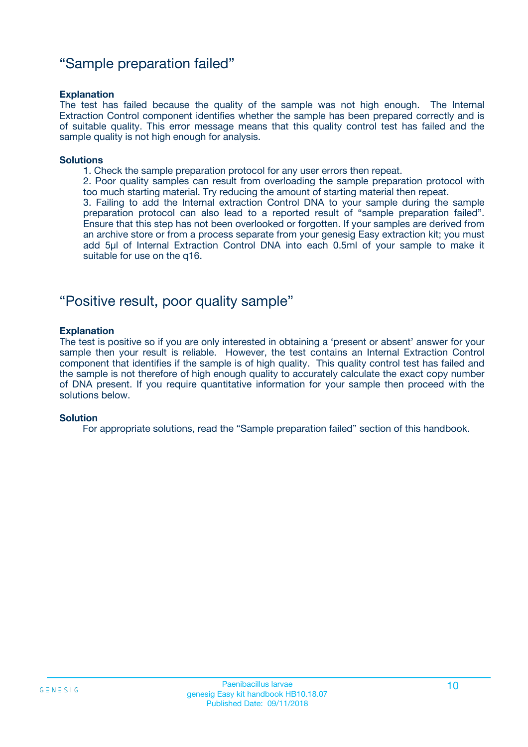## “Sample preparation failed”

**Explanation**

The test has failed because the quality of the sample was not high enough. The Internal Extraction Control component identifies whether the sample has been prepared correctly and is of suitable quality. This error message means that this quality control test has failed and the sample quality is not high enough for analysis.

**Solutions**

1. Check the sample preparation protocol for any user errors then repeat.
2. Poor quality samples can result from overloading the sample preparation protocol with too much starting material. Try reducing the amount of starting material then repeat.
3. Failing to add the Internal extraction Control DNA to your sample during the sample preparation protocol can also lead to a reported result of “sample preparation failed”. Ensure that this step has not been overlooked or forgotten. If your samples are derived from an archive store or from a process separate from your genesig Easy extraction kit; you must add 5µl of Internal Extraction Control DNA into each 0.5ml of your sample to make it suitable for use on the q16.

## “Positive result, poor quality sample”

**Explanation**

The test is positive so if you are only interested in obtaining a ‘present or absent’ answer for your sample then your result is reliable. However, the test contains an Internal Extraction Control component that identifies if the sample is of high quality. This quality control test has failed and the sample is not therefore of high enough quality to accurately calculate the exact copy number of DNA present. If you require quantitative information for your sample then proceed with the solutions below.

**Solution**

For appropriate solutions, read the “Sample preparation failed” section of this handbook.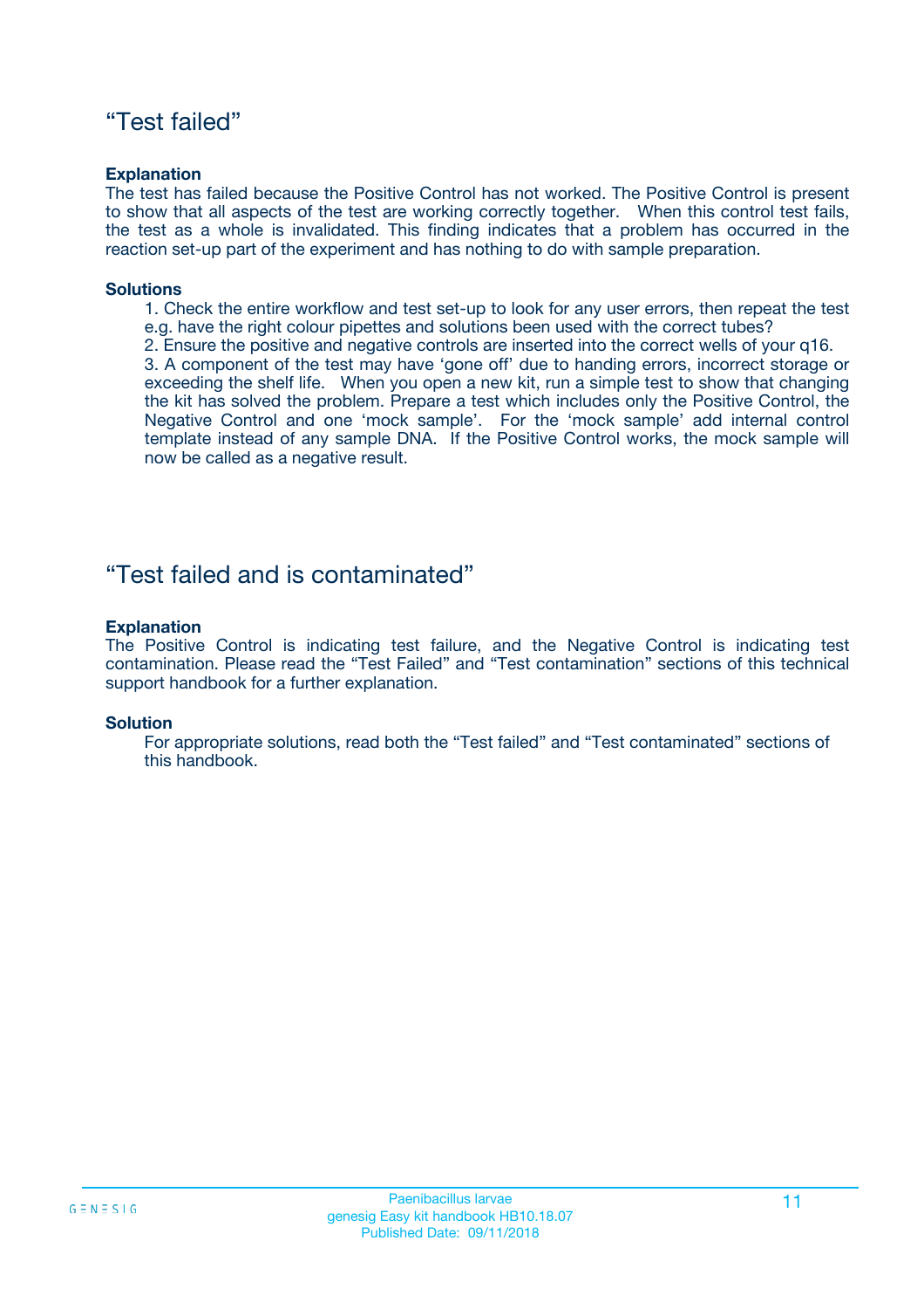## “Test failed”

**Explanation**

The test has failed because the Positive Control has not worked. The Positive Control is present to show that all aspects of the test are working correctly together. When this control test fails, the test as a whole is invalidated. This finding indicates that a problem has occurred in the reaction set-up part of the experiment and has nothing to do with sample preparation.

**Solutions**

1. Check the entire workflow and test set-up to look for any user errors, then repeat the test e.g. have the right colour pipettes and solutions been used with the correct tubes?
2. Ensure the positive and negative controls are inserted into the correct wells of your q16.
3. A component of the test may have ‘gone off’ due to handing errors, incorrect storage or exceeding the shelf life. When you open a new kit, run a simple test to show that changing the kit has solved the problem. Prepare a test which includes only the Positive Control, the Negative Control and one ‘mock sample’. For the ‘mock sample’ add internal control template instead of any sample DNA. If the Positive Control works, the mock sample will now be called as a negative result.

## “Test failed and is contaminated”

**Explanation**

The Positive Control is indicating test failure, and the Negative Control is indicating test contamination. Please read the “Test Failed” and “Test contamination” sections of this technical support handbook for a further explanation.

**Solution**

For appropriate solutions, read both the “Test failed” and “Test contaminated” sections of this handbook.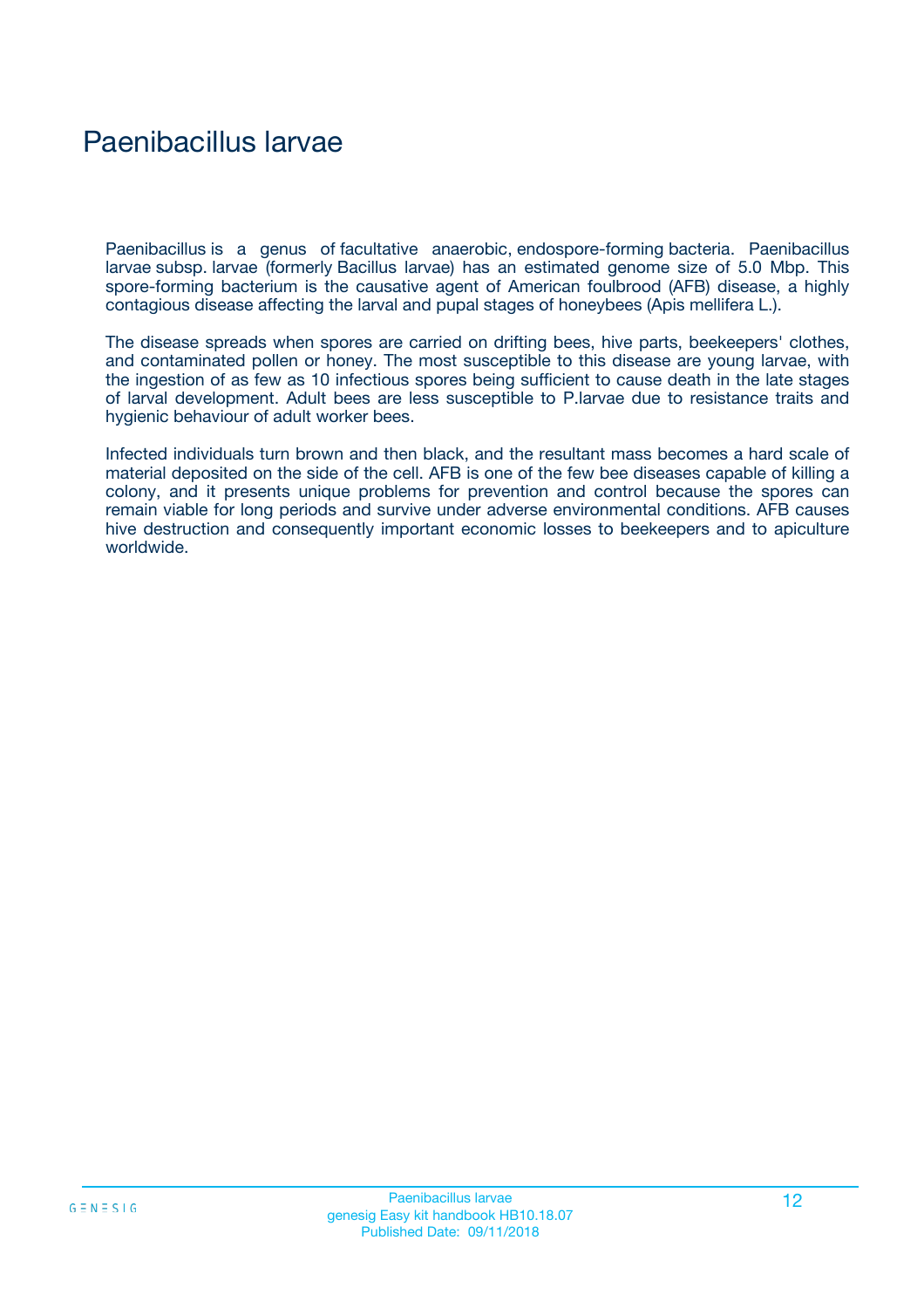# Paenibacillus larvae

Paenibacillus is a genus of facultative anaerobic, endospore-forming bacteria. Paenibacillus larvae subsp. larvae (formerly Bacillus larvae) has an estimated genome size of 5.0 Mbp. This spore-forming bacterium is the causative agent of American foulbrood (AFB) disease, a highly contagious disease affecting the larval and pupal stages of honeybees (Apis mellifera L.).

The disease spreads when spores are carried on drifting bees, hive parts, beekeepers' clothes, and contaminated pollen or honey. The most susceptible to this disease are young larvae, with the ingestion of as few as 10 infectious spores being sufficient to cause death in the late stages of larval development. Adult bees are less susceptible to P.larvae due to resistance traits and hygienic behaviour of adult worker bees.

Infected individuals turn brown and then black, and the resultant mass becomes a hard scale of material deposited on the side of the cell. AFB is one of the few bee diseases capable of killing a colony, and it presents unique problems for prevention and control because the spores can remain viable for long periods and survive under adverse environmental conditions. AFB causes hive destruction and consequently important economic losses to beekeepers and to apiculture worldwide.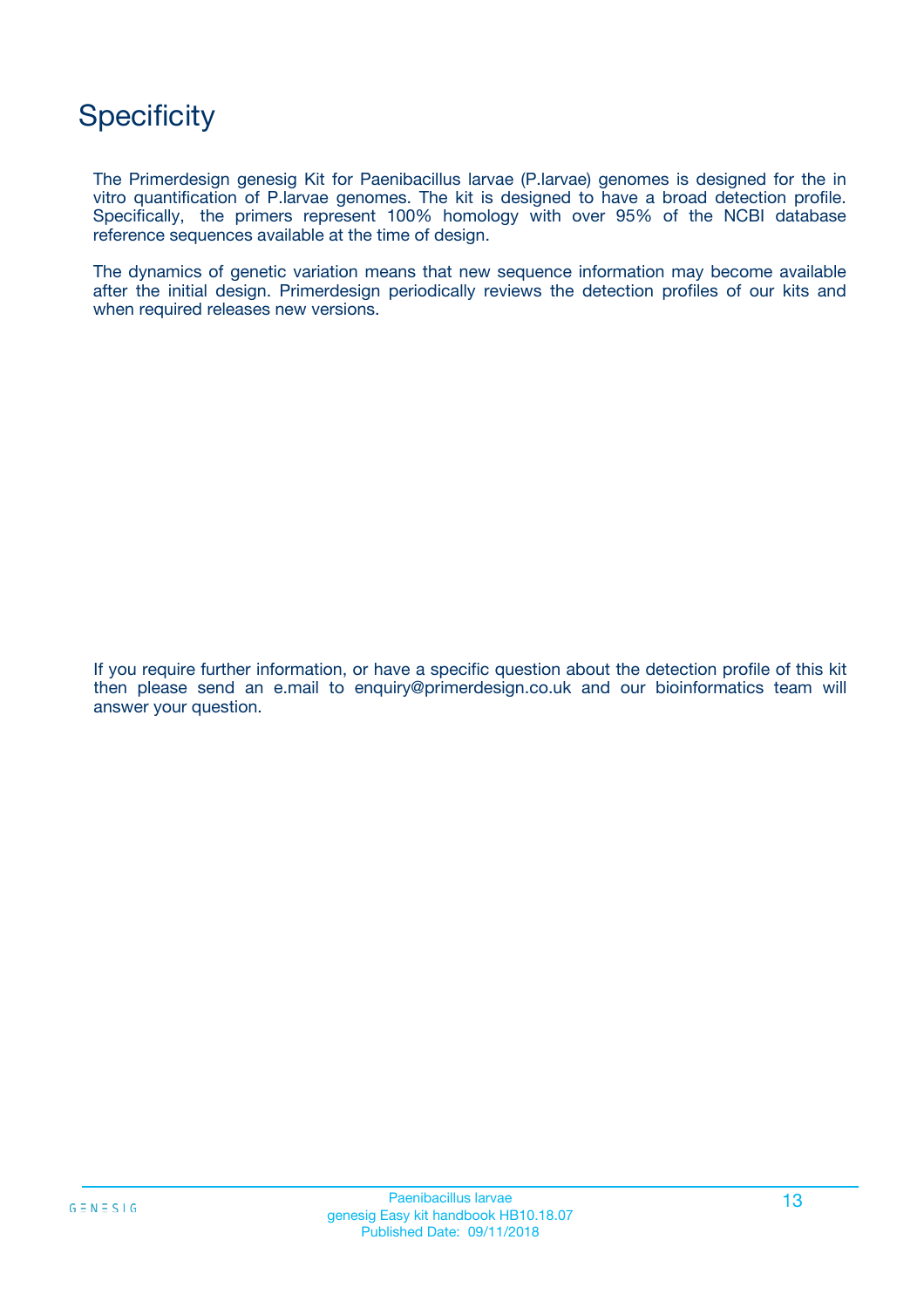# Specificity

The Primerdesign genesig Kit for Paenibacillus larvae (P.larvae) genomes is designed for the in vitro quantification of P.larvae genomes. The kit is designed to have a broad detection profile. Specifically, the primers represent 100% homology with over 95% of the NCBI database reference sequences available at the time of design.

The dynamics of genetic variation means that new sequence information may become available after the initial design. Primerdesign periodically reviews the detection profiles of our kits and when required releases new versions.

If you require further information, or have a specific question about the detection profile of this kit then please send an e.mail to enquiry@primerdesign.co.uk and our bioinformatics team will answer your question.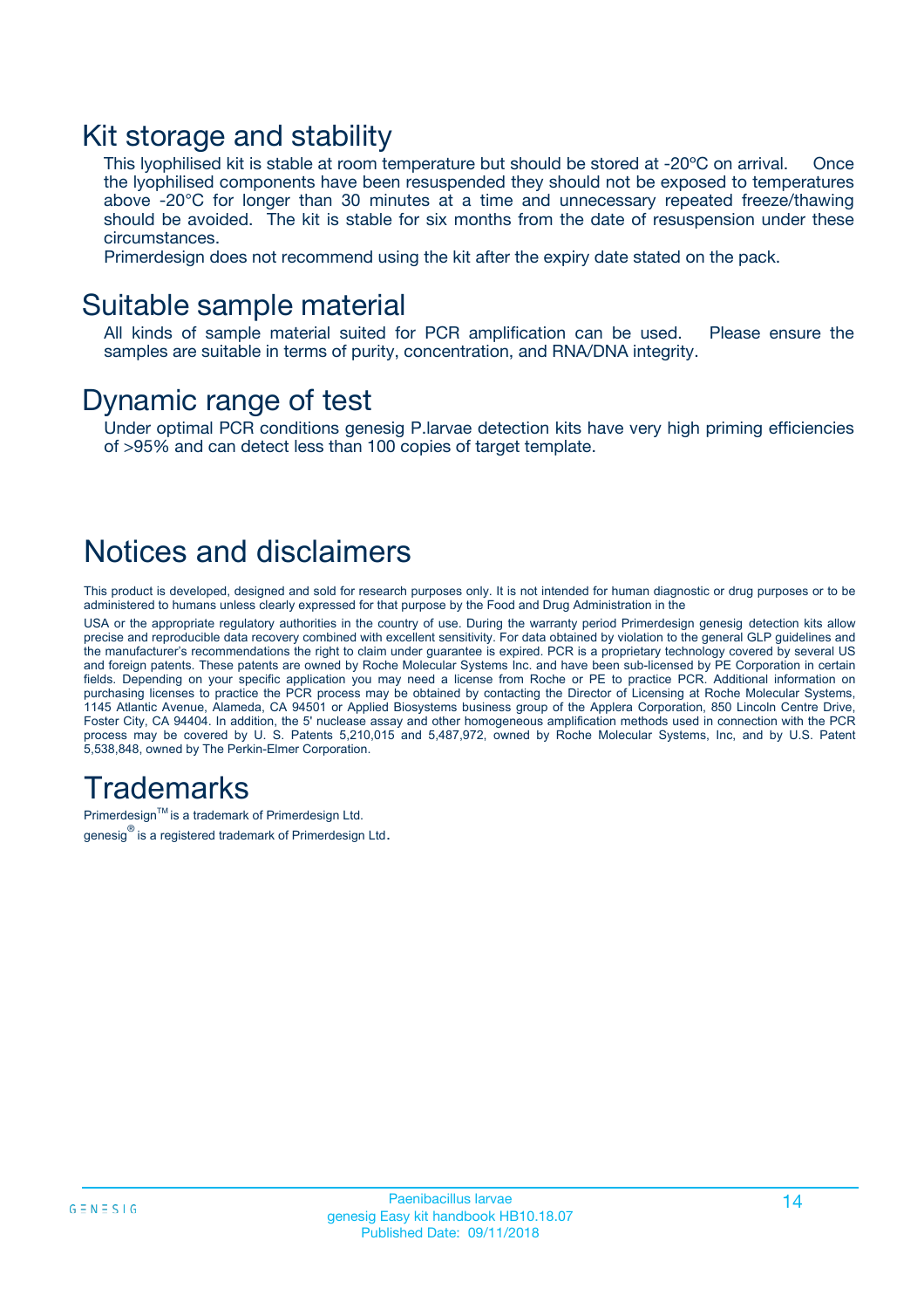# Kit storage and stability

This lyophilised kit is stable at room temperature but should be stored at -20ºC on arrival. Once the lyophilised components have been resuspended they should not be exposed to temperatures above -20°C for longer than 30 minutes at a time and unnecessary repeated freeze/thawing should be avoided. The kit is stable for six months from the date of resuspension under these circumstances.

Primerdesign does not recommend using the kit after the expiry date stated on the pack.

# Suitable sample material

All kinds of sample material suited for PCR amplification can be used. Please ensure the samples are suitable in terms of purity, concentration, and RNA/DNA integrity.

# Dynamic range of test

Under optimal PCR conditions genesig P.larvae detection kits have very high priming efficiencies of >95% and can detect less than 100 copies of target template.

# Notices and disclaimers

This product is developed, designed and sold for research purposes only. It is not intended for human diagnostic or drug purposes or to be administered to humans unless clearly expressed for that purpose by the Food and Drug Administration in the

USA or the appropriate regulatory authorities in the country of use. During the warranty period Primerdesign genesig detection kits allow precise and reproducible data recovery combined with excellent sensitivity. For data obtained by violation to the general GLP guidelines and the manufacturer's recommendations the right to claim under guarantee is expired. PCR is a proprietary technology covered by several US and foreign patents. These patents are owned by Roche Molecular Systems Inc. and have been sub-licensed by PE Corporation in certain fields. Depending on your specific application you may need a license from Roche or PE to practice PCR. Additional information on purchasing licenses to practice the PCR process may be obtained by contacting the Director of Licensing at Roche Molecular Systems, 1145 Atlantic Avenue, Alameda, CA 94501 or Applied Biosystems business group of the Applera Corporation, 850 Lincoln Centre Drive, Foster City, CA 94404. In addition, the 5' nuclease assay and other homogeneous amplification methods used in connection with the PCR process may be covered by U. S. Patents 5,210,015 and 5,487,972, owned by Roche Molecular Systems, Inc, and by U.S. Patent 5,538,848, owned by The Perkin-Elmer Corporation.

# Trademarks

Primerdesign™ is a trademark of Primerdesign Ltd.

genesig® is a registered trademark of Primerdesign Ltd.